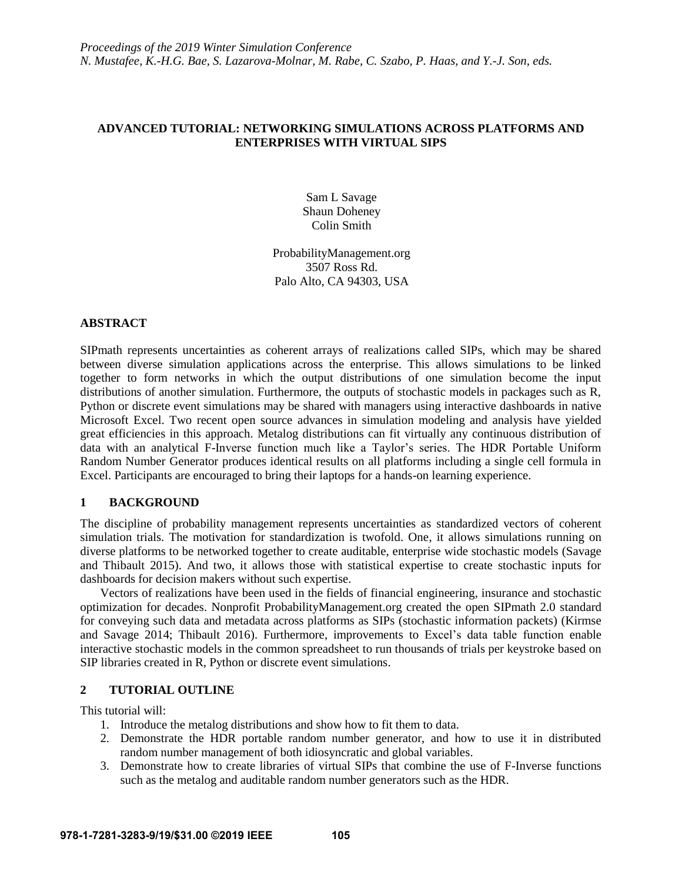*Proceedings of the 2019 Winter Simulation Conference*
*N. Mustafee, K.-H.G. Bae, S. Lazarova-Molnar, M. Rabe, C. Szabo, P. Haas, and Y.-J. Son, eds.*

# ADVANCED TUTORIAL: NETWORKING SIMULATIONS ACROSS PLATFORMS AND ENTERPRISES WITH VIRTUAL SIPS

Sam L Savage
Shaun Doheney
Colin Smith

ProbabilityManagement.org
3507 Ross Rd.
Palo Alto, CA 94303, USA

## ABSTRACT

SIPmath represents uncertainties as coherent arrays of realizations called SIPs, which may be shared between diverse simulation applications across the enterprise. This allows simulations to be linked together to form networks in which the output distributions of one simulation become the input distributions of another simulation. Furthermore, the outputs of stochastic models in packages such as R, Python or discrete event simulations may be shared with managers using interactive dashboards in native Microsoft Excel. Two recent open source advances in simulation modeling and analysis have yielded great efficiencies in this approach. Metalog distributions can fit virtually any continuous distribution of data with an analytical F-Inverse function much like a Taylor's series. The HDR Portable Uniform Random Number Generator produces identical results on all platforms including a single cell formula in Excel. Participants are encouraged to bring their laptops for a hands-on learning experience.

## 1 BACKGROUND

The discipline of probability management represents uncertainties as standardized vectors of coherent simulation trials. The motivation for standardization is twofold. One, it allows simulations running on diverse platforms to be networked together to create auditable, enterprise wide stochastic models (Savage and Thibault 2015). And two, it allows those with statistical expertise to create stochastic inputs for dashboards for decision makers without such expertise.

Vectors of realizations have been used in the fields of financial engineering, insurance and stochastic optimization for decades. Nonprofit ProbabilityManagement.org created the open SIPmath 2.0 standard for conveying such data and metadata across platforms as SIPs (stochastic information packets) (Kirmse and Savage 2014; Thibault 2016). Furthermore, improvements to Excel's data table function enable interactive stochastic models in the common spreadsheet to run thousands of trials per keystroke based on SIP libraries created in R, Python or discrete event simulations.

## 2 TUTORIAL OUTLINE

This tutorial will:

1. Introduce the metalog distributions and show how to fit them to data.
2. Demonstrate the HDR portable random number generator, and how to use it in distributed random number management of both idiosyncratic and global variables.
3. Demonstrate how to create libraries of virtual SIPs that combine the use of F-Inverse functions such as the metalog and auditable random number generators such as the HDR.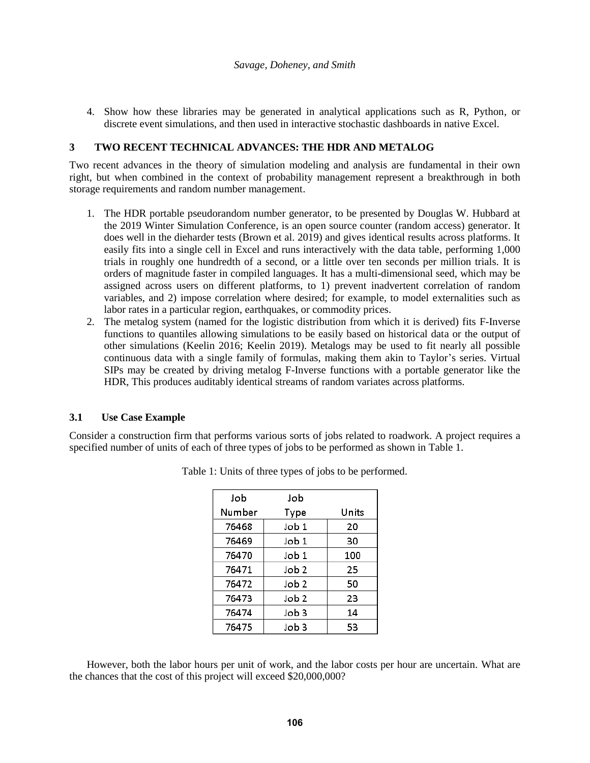4. Show how these libraries may be generated in analytical applications such as R, Python, or discrete event simulations, and then used in interactive stochastic dashboards in native Excel.

## 3 TWO RECENT TECHNICAL ADVANCES: THE HDR AND METALOG

Two recent advances in the theory of simulation modeling and analysis are fundamental in their own right, but when combined in the context of probability management represent a breakthrough in both storage requirements and random number management.

1. The HDR portable pseudorandom number generator, to be presented by Douglas W. Hubbard at the 2019 Winter Simulation Conference, is an open source counter (random access) generator. It does well in the dieharder tests (Brown et al. 2019) and gives identical results across platforms. It easily fits into a single cell in Excel and runs interactively with the data table, performing 1,000 trials in roughly one hundredth of a second, or a little over ten seconds per million trials. It is orders of magnitude faster in compiled languages. It has a multi-dimensional seed, which may be assigned across users on different platforms, to 1) prevent inadvertent correlation of random variables, and 2) impose correlation where desired; for example, to model externalities such as labor rates in a particular region, earthquakes, or commodity prices.
2. The metalog system (named for the logistic distribution from which it is derived) fits F-Inverse functions to quantiles allowing simulations to be easily based on historical data or the output of other simulations (Keelin 2016; Keelin 2019). Metalogs may be used to fit nearly all possible continuous data with a single family of formulas, making them akin to Taylor's series. Virtual SIPs may be created by driving metalog F-Inverse functions with a portable generator like the HDR, This produces auditably identical streams of random variates across platforms.

### 3.1 Use Case Example

Consider a construction firm that performs various sorts of jobs related to roadwork. A project requires a specified number of units of each of three types of jobs to be performed as shown in Table 1.

Table 1: Units of three types of jobs to be performed.

| Job Number | Job Type | Units |
|---|---|---|
| 76468 | Job 1 | 20 |
| 76469 | Job 1 | 30 |
| 76470 | Job 1 | 100 |
| 76471 | Job 2 | 25 |
| 76472 | Job 2 | 50 |
| 76473 | Job 2 | 23 |
| 76474 | Job 3 | 14 |
| 76475 | Job 3 | 53 |

However, both the labor hours per unit of work, and the labor costs per hour are uncertain. What are the chances that the cost of this project will exceed $20,000,000?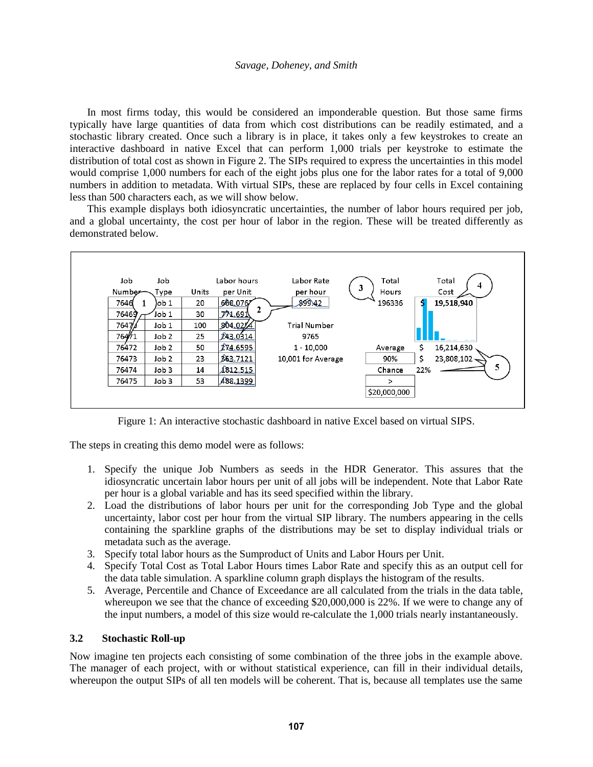In most firms today, this would be considered an imponderable question. But those same firms typically have large quantities of data from which cost distributions can be readily estimated, and a stochastic library created. Once such a library is in place, it takes only a few keystrokes to create an interactive dashboard in native Excel that can perform 1,000 trials per keystroke to estimate the distribution of total cost as shown in Figure 2. The SIPs required to express the uncertainties in this model would comprise 1,000 numbers for each of the eight jobs plus one for the labor rates for a total of 9,000 numbers in addition to metadata. With virtual SIPs, these are replaced by four cells in Excel containing less than 500 characters each, as we will show below.

This example displays both idiosyncratic uncertainties, the number of labor hours required per job, and a global uncertainty, the cost per hour of labor in the region. These will be treated differently as demonstrated below.

| Job Number | Job Type | Units | Labor hours per Unit |
|---|---|---|---|
| 76468 | Job 1 | 20 | 668.076 |
| 76469 | Job 1 | 30 | 771.691 |
| 76470 | Job 1 | 100 | 804.0274 |
| 76471 | Job 2 | 25 | 243.0314 |
| 76472 | Job 2 | 50 | 274.6595 |
| 76473 | Job 2 | 23 | 363.7121 |
| 76474 | Job 3 | 14 | 1812.515 |
| 76475 | Job 3 | 53 | 488.1399 |

Labor Rate per hour: $99.42

Trial Number: 9765 (1 - 10,000; 10,001 for Average)

Total Hours: 196336

Total Cost: $ 19,518,940

| | |
|---|---|
| Average | $ 16,214,630 |
| 90% | $ 23,808,102 |
| Chance > $20,000,000 | 22% |

Figure 1: An interactive stochastic dashboard in native Excel based on virtual SIPS.

The steps in creating this demo model were as follows:

1. Specify the unique Job Numbers as seeds in the HDR Generator. This assures that the idiosyncratic uncertain labor hours per unit of all jobs will be independent. Note that Labor Rate per hour is a global variable and has its seed specified within the library.
2. Load the distributions of labor hours per unit for the corresponding Job Type and the global uncertainty, labor cost per hour from the virtual SIP library. The numbers appearing in the cells containing the sparkline graphs of the distributions may be set to display individual trials or metadata such as the average.
3. Specify total labor hours as the Sumproduct of Units and Labor Hours per Unit.
4. Specify Total Cost as Total Labor Hours times Labor Rate and specify this as an output cell for the data table simulation. A sparkline column graph displays the histogram of the results.
5. Average, Percentile and Chance of Exceedance are all calculated from the trials in the data table, whereupon we see that the chance of exceeding $20,000,000 is 22%. If we were to change any of the input numbers, a model of this size would re-calculate the 1,000 trials nearly instantaneously.

### 3.2 Stochastic Roll-up

Now imagine ten projects each consisting of some combination of the three jobs in the example above. The manager of each project, with or without statistical experience, can fill in their individual details, whereupon the output SIPs of all ten models will be coherent. That is, because all templates use the same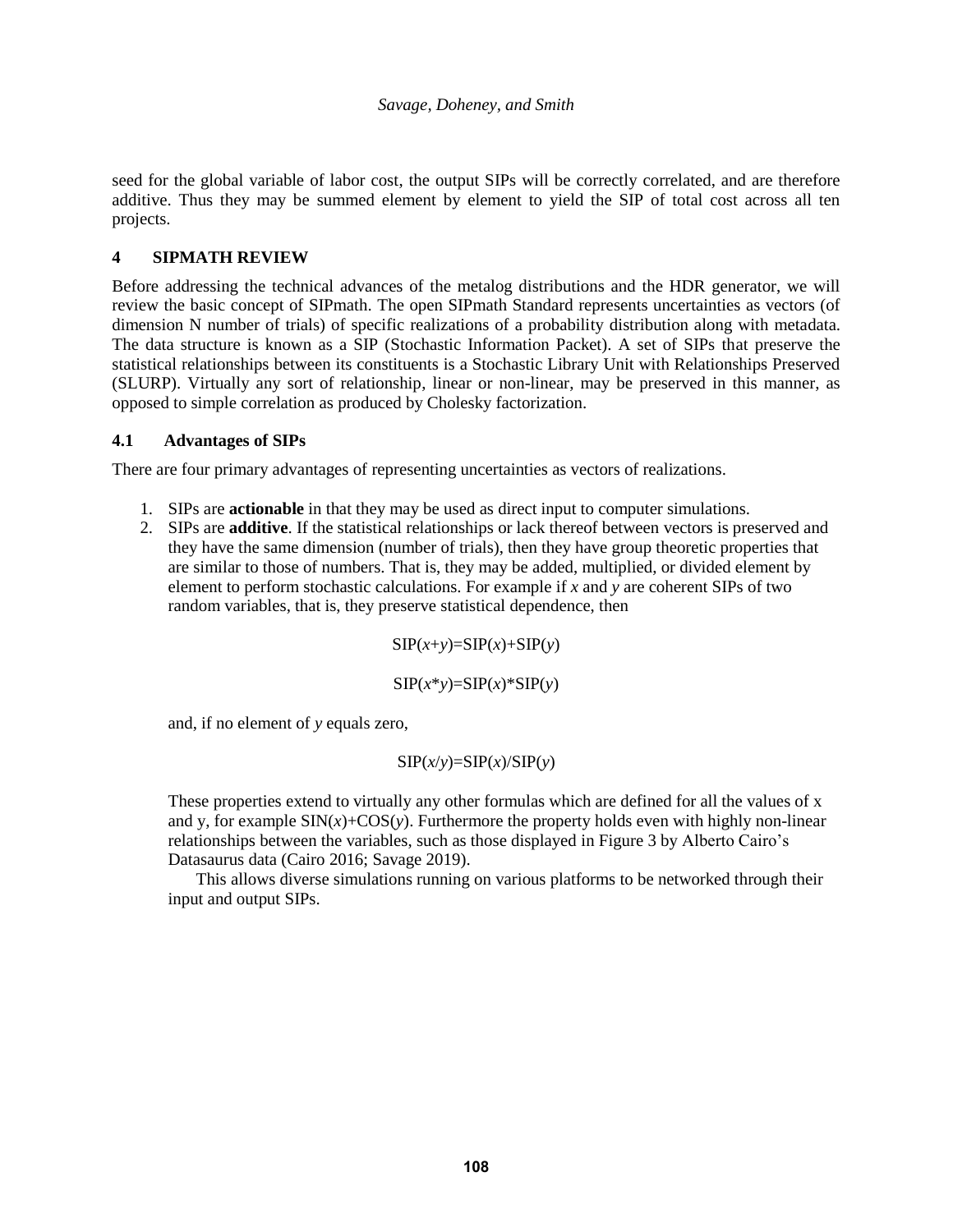seed for the global variable of labor cost, the output SIPs will be correctly correlated, and are therefore additive. Thus they may be summed element by element to yield the SIP of total cost across all ten projects.

## 4 SIPMATH REVIEW

Before addressing the technical advances of the metalog distributions and the HDR generator, we will review the basic concept of SIPmath. The open SIPmath Standard represents uncertainties as vectors (of dimension N number of trials) of specific realizations of a probability distribution along with metadata. The data structure is known as a SIP (Stochastic Information Packet). A set of SIPs that preserve the statistical relationships between its constituents is a Stochastic Library Unit with Relationships Preserved (SLURP). Virtually any sort of relationship, linear or non-linear, may be preserved in this manner, as opposed to simple correlation as produced by Cholesky factorization.

### 4.1 Advantages of SIPs

There are four primary advantages of representing uncertainties as vectors of realizations.

1. SIPs are **actionable** in that they may be used as direct input to computer simulations.
2. SIPs are **additive**. If the statistical relationships or lack thereof between vectors is preserved and they have the same dimension (number of trials), then they have group theoretic properties that are similar to those of numbers. That is, they may be added, multiplied, or divided element by element to perform stochastic calculations. For example if $x$ and $y$ are coherent SIPs of two random variables, that is, they preserve statistical dependence, then

   $$\text{SIP}(x+y)=\text{SIP}(x)+\text{SIP}(y)$$

   $$\text{SIP}(x*y)=\text{SIP}(x)*\text{SIP}(y)$$

   and, if no element of $y$ equals zero,

   $$\text{SIP}(x/y)=\text{SIP}(x)/\text{SIP}(y)$$

   These properties extend to virtually any other formulas which are defined for all the values of x and y, for example $\text{SIN}(x)+\text{COS}(y)$. Furthermore the property holds even with highly non-linear relationships between the variables, such as those displayed in Figure 3 by Alberto Cairo's Datasaurus data (Cairo 2016; Savage 2019).

   This allows diverse simulations running on various platforms to be networked through their input and output SIPs.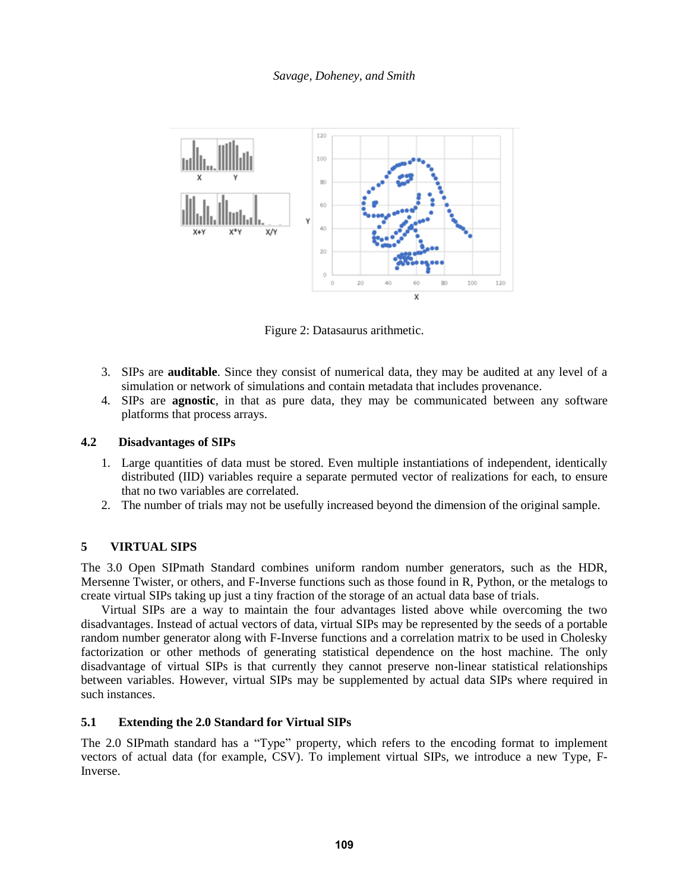Figure 2: Datasaurus arithmetic.

3. SIPs are **auditable**. Since they consist of numerical data, they may be audited at any level of a simulation or network of simulations and contain metadata that includes provenance.
4. SIPs are **agnostic**, in that as pure data, they may be communicated between any software platforms that process arrays.

### 4.2 Disadvantages of SIPs

1. Large quantities of data must be stored. Even multiple instantiations of independent, identically distributed (IID) variables require a separate permuted vector of realizations for each, to ensure that no two variables are correlated.
2. The number of trials may not be usefully increased beyond the dimension of the original sample.

## 5 VIRTUAL SIPS

The 3.0 Open SIPmath Standard combines uniform random number generators, such as the HDR, Mersenne Twister, or others, and F-Inverse functions such as those found in R, Python, or the metalogs to create virtual SIPs taking up just a tiny fraction of the storage of an actual data base of trials.

Virtual SIPs are a way to maintain the four advantages listed above while overcoming the two disadvantages. Instead of actual vectors of data, virtual SIPs may be represented by the seeds of a portable random number generator along with F-Inverse functions and a correlation matrix to be used in Cholesky factorization or other methods of generating statistical dependence on the host machine. The only disadvantage of virtual SIPs is that currently they cannot preserve non-linear statistical relationships between variables. However, virtual SIPs may be supplemented by actual data SIPs where required in such instances.

### 5.1 Extending the 2.0 Standard for Virtual SIPs

The 2.0 SIPmath standard has a "Type" property, which refers to the encoding format to implement vectors of actual data (for example, CSV). To implement virtual SIPs, we introduce a new Type, F-Inverse.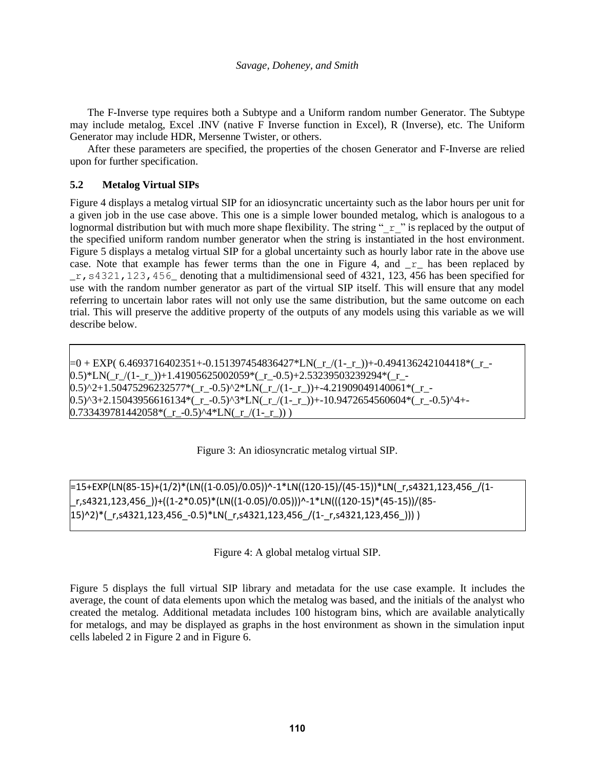The F-Inverse type requires both a Subtype and a Uniform random number Generator. The Subtype may include metalog, Excel .INV (native F Inverse function in Excel), R (Inverse), etc. The Uniform Generator may include HDR, Mersenne Twister, or others.

After these parameters are specified, the properties of the chosen Generator and F-Inverse are relied upon for further specification.

### 5.2 Metalog Virtual SIPs

Figure 4 displays a metalog virtual SIP for an idiosyncratic uncertainty such as the labor hours per unit for a given job in the use case above. This one is a simple lower bounded metalog, which is analogous to a lognormal distribution but with much more shape flexibility. The string "`_r_`" is replaced by the output of the specified uniform random number generator when the string is instantiated in the host environment. Figure 5 displays a metalog virtual SIP for a global uncertainty such as hourly labor rate in the above use case. Note that example has fewer terms than the one in Figure 4, and `_r_` has been replaced by `_r,s4321,123,456_` denoting that a multidimensional seed of 4321, 123, 456 has been specified for use with the random number generator as part of the virtual SIP itself. This will ensure that any model referring to uncertain labor rates will not only use the same distribution, but the same outcome on each trial. This will preserve the additive property of the outputs of any models using this variable as we will describe below.

```
=0 + EXP( 6.4693716402351+-0.151397454836427*LN(_r_/(1-_r_))+-0.494136242104418*(_r_-0.5)*LN(_r_/(1-_r_))+1.41905625002059*(_r_-0.5)+2.53239503239294*(_r_-0.5)^2+1.50475296232577*(_r_-0.5)^2*LN(_r_/(1-_r_))+-4.21909049140061*(_r_-0.5)^3+2.15043956616134*(_r_-0.5)^3*LN(_r_/(1-_r_))+-10.9472654560604*(_r_-0.5)^4+-0.733439781442058*(_r_-0.5)^4*LN(_r_/(1-_r_)) )
```

Figure 3: An idiosyncratic metalog virtual SIP.

```
=15+EXP(LN(85-15)+(1/2)*(LN((1-0.05)/0.05))^-1*LN((120-15)/(45-15))*LN(_r,s4321,123,456_/(1-_r,s4321,123,456_))+((1-2*0.05)*(LN((1-0.05)/0.05)))^-1*LN(((120-15)*(45-15))/(85-15)^2)*(_r,s4321,123,456_-0.5)*LN(_r,s4321,123,456_/(1-_r,s4321,123,456_))) )
```

Figure 4: A global metalog virtual SIP.

Figure 5 displays the full virtual SIP library and metadata for the use case example. It includes the average, the count of data elements upon which the metalog was based, and the initials of the analyst who created the metalog. Additional metadata includes 100 histogram bins, which are available analytically for metalogs, and may be displayed as graphs in the host environment as shown in the simulation input cells labeled 2 in Figure 2 and in Figure 6.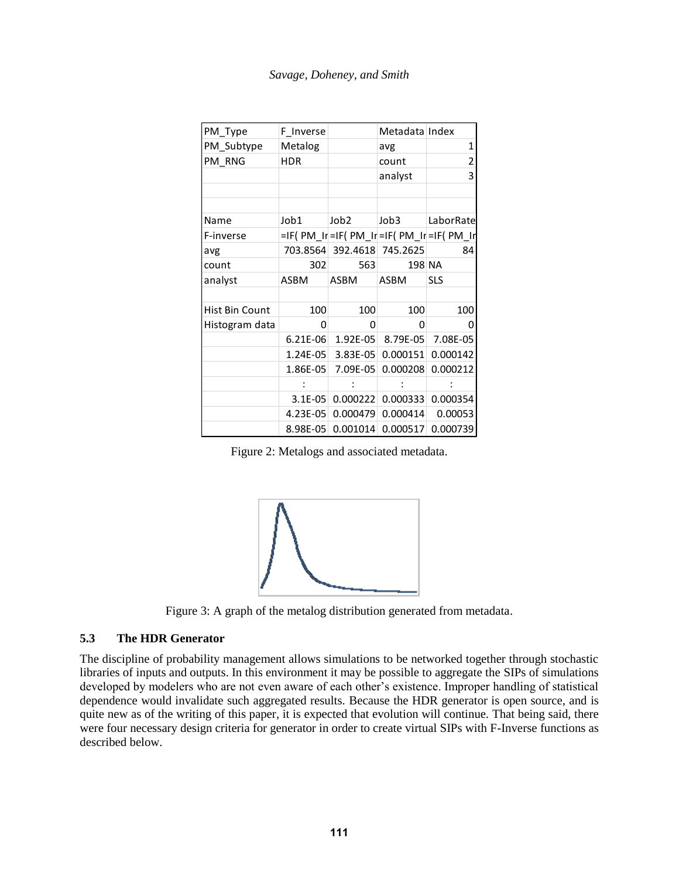| PM_Type | F_Inverse | | Metadata | Index |
|---|---|---|---|---|
| PM_Subtype | Metalog | | avg | 1 |
| PM_RNG | HDR | | count | 2 |
| | | | analyst | 3 |
| | | | | |
| | | | | |
| Name | Job1 | Job2 | Job3 | LaborRate |
| F-inverse | =IF( PM_Ir | =IF( PM_Ir | =IF( PM_Ir | =IF( PM_Ir |
| avg | 703.8564 | 392.4618 | 745.2625 | 84 |
| count | 302 | 563 | 198 | NA |
| analyst | ASBM | ASBM | ASBM | SLS |
| | | | | |
| Hist Bin Count | 100 | 100 | 100 | 100 |
| Histogram data | 0 | 0 | 0 | 0 |
| | 6.21E-06 | 1.92E-05 | 8.79E-05 | 7.08E-05 |
| | 1.24E-05 | 3.83E-05 | 0.000151 | 0.000142 |
| | 1.86E-05 | 7.09E-05 | 0.000208 | 0.000212 |
| | : | : | : | : |
| | 3.1E-05 | 0.000222 | 0.000333 | 0.000354 |
| | 4.23E-05 | 0.000479 | 0.000414 | 0.00053 |
| | 8.98E-05 | 0.001014 | 0.000517 | 0.000739 |

Figure 2: Metalogs and associated metadata.

Figure 3: A graph of the metalog distribution generated from metadata.

### 5.3 The HDR Generator

The discipline of probability management allows simulations to be networked together through stochastic libraries of inputs and outputs. In this environment it may be possible to aggregate the SIPs of simulations developed by modelers who are not even aware of each other's existence. Improper handling of statistical dependence would invalidate such aggregated results. Because the HDR generator is open source, and is quite new as of the writing of this paper, it is expected that evolution will continue. That being said, there were four necessary design criteria for generator in order to create virtual SIPs with F-Inverse functions as described below.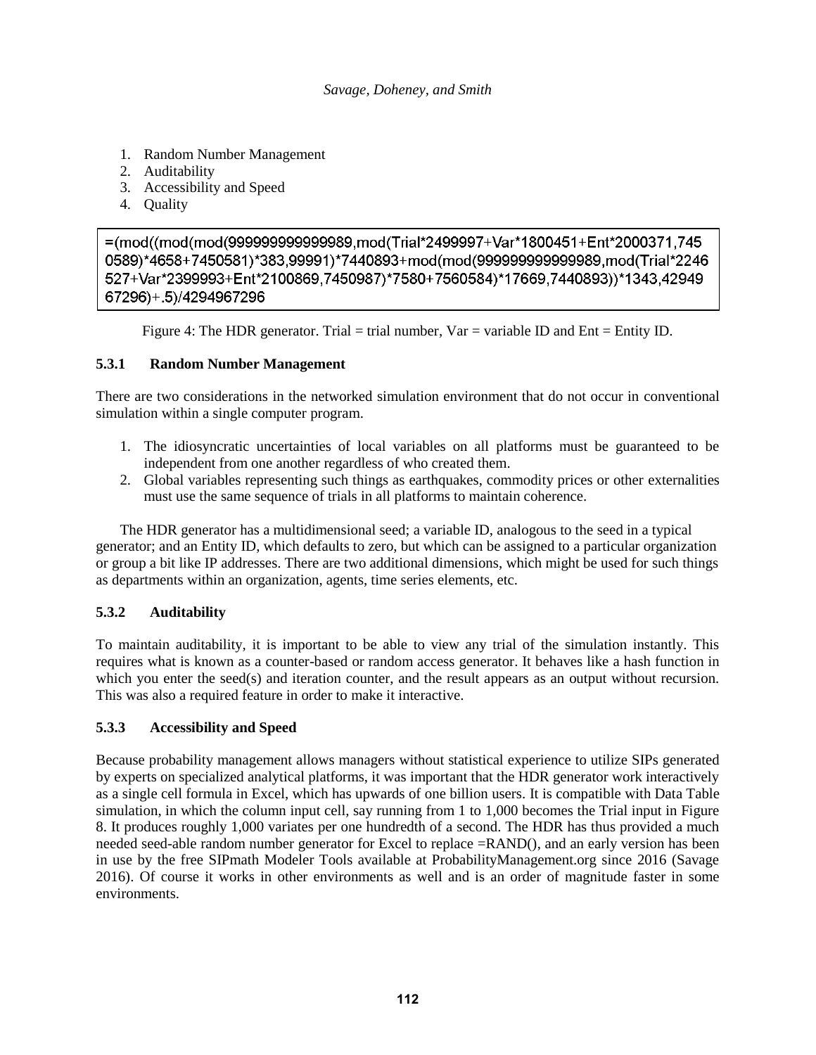1. Random Number Management
2. Auditability
3. Accessibility and Speed
4. Quality

```
=(mod((mod(mod(999999999999989,mod(Trial*2499997+Var*1800451+Ent*2000371,745
0589)*4658+7450581)*383,99991)*7440893+mod(mod(999999999999989,mod(Trial*2246
527+Var*2399993+Ent*2100869,7450987)*7580+7560584)*17669,7440893))*1343,42949
67296)+.5)/4294967296
```

Figure 4: The HDR generator. Trial = trial number, Var = variable ID and Ent = Entity ID.

### 5.3.1 Random Number Management

There are two considerations in the networked simulation environment that do not occur in conventional simulation within a single computer program.

1. The idiosyncratic uncertainties of local variables on all platforms must be guaranteed to be independent from one another regardless of who created them.
2. Global variables representing such things as earthquakes, commodity prices or other externalities must use the same sequence of trials in all platforms to maintain coherence.

The HDR generator has a multidimensional seed; a variable ID, analogous to the seed in a typical generator; and an Entity ID, which defaults to zero, but which can be assigned to a particular organization or group a bit like IP addresses. There are two additional dimensions, which might be used for such things as departments within an organization, agents, time series elements, etc.

### 5.3.2 Auditability

To maintain auditability, it is important to be able to view any trial of the simulation instantly. This requires what is known as a counter-based or random access generator. It behaves like a hash function in which you enter the seed(s) and iteration counter, and the result appears as an output without recursion. This was also a required feature in order to make it interactive.

### 5.3.3 Accessibility and Speed

Because probability management allows managers without statistical experience to utilize SIPs generated by experts on specialized analytical platforms, it was important that the HDR generator work interactively as a single cell formula in Excel, which has upwards of one billion users. It is compatible with Data Table simulation, in which the column input cell, say running from 1 to 1,000 becomes the Trial input in Figure 8. It produces roughly 1,000 variates per one hundredth of a second. The HDR has thus provided a much needed seed-able random number generator for Excel to replace =RAND(), and an early version has been in use by the free SIPmath Modeler Tools available at ProbabilityManagement.org since 2016 (Savage 2016). Of course it works in other environments as well and is an order of magnitude faster in some environments.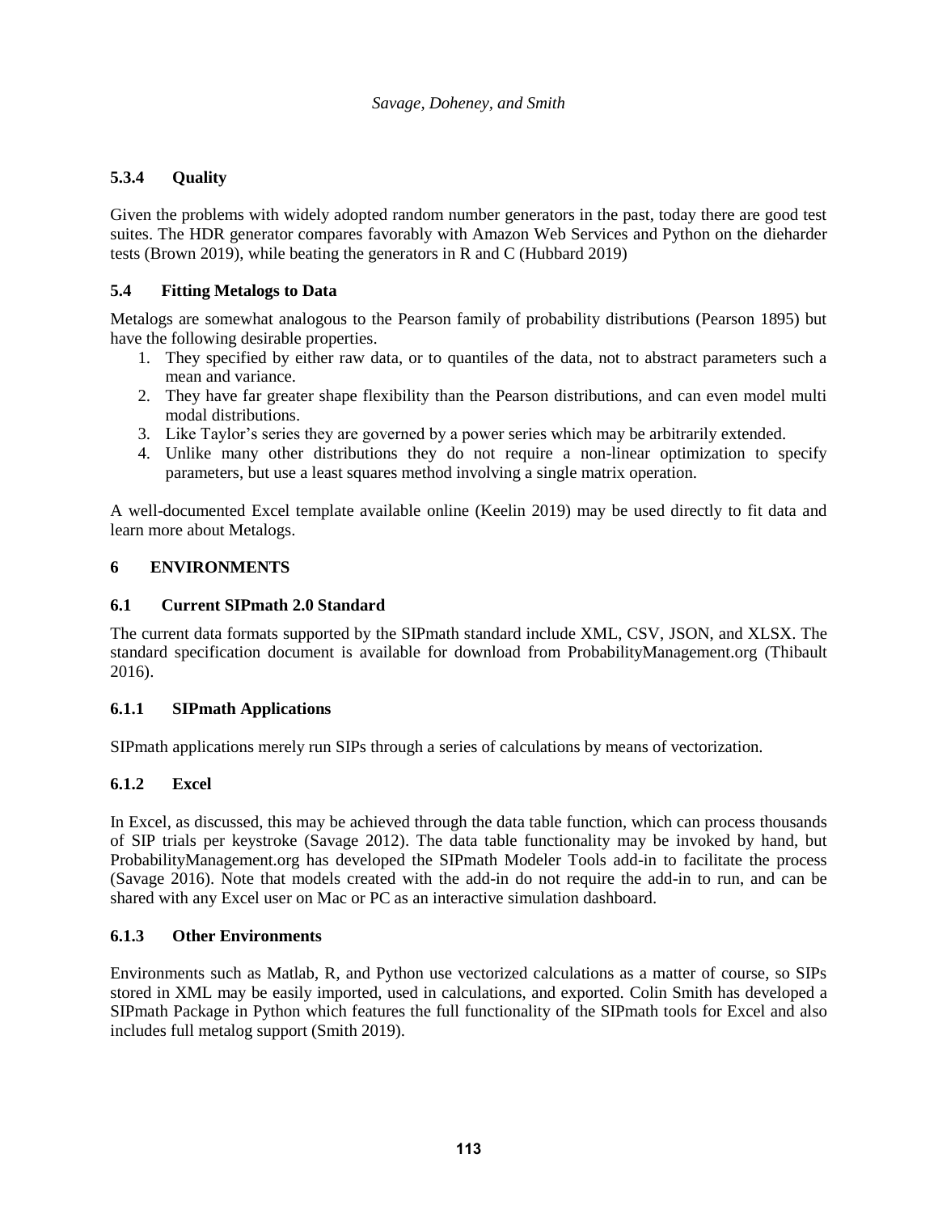### 5.3.4 Quality

Given the problems with widely adopted random number generators in the past, today there are good test suites. The HDR generator compares favorably with Amazon Web Services and Python on the dieharder tests (Brown 2019), while beating the generators in R and C (Hubbard 2019)

## 5.4 Fitting Metalogs to Data

Metalogs are somewhat analogous to the Pearson family of probability distributions (Pearson 1895) but have the following desirable properties.

1. They specified by either raw data, or to quantiles of the data, not to abstract parameters such a mean and variance.
2. They have far greater shape flexibility than the Pearson distributions, and can even model multi modal distributions.
3. Like Taylor's series they are governed by a power series which may be arbitrarily extended.
4. Unlike many other distributions they do not require a non-linear optimization to specify parameters, but use a least squares method involving a single matrix operation.

A well-documented Excel template available online (Keelin 2019) may be used directly to fit data and learn more about Metalogs.

# 6 ENVIRONMENTS

## 6.1 Current SIPmath 2.0 Standard

The current data formats supported by the SIPmath standard include XML, CSV, JSON, and XLSX. The standard specification document is available for download from ProbabilityManagement.org (Thibault 2016).

### 6.1.1 SIPmath Applications

SIPmath applications merely run SIPs through a series of calculations by means of vectorization.

### 6.1.2 Excel

In Excel, as discussed, this may be achieved through the data table function, which can process thousands of SIP trials per keystroke (Savage 2012). The data table functionality may be invoked by hand, but ProbabilityManagement.org has developed the SIPmath Modeler Tools add-in to facilitate the process (Savage 2016). Note that models created with the add-in do not require the add-in to run, and can be shared with any Excel user on Mac or PC as an interactive simulation dashboard.

### 6.1.3 Other Environments

Environments such as Matlab, R, and Python use vectorized calculations as a matter of course, so SIPs stored in XML may be easily imported, used in calculations, and exported. Colin Smith has developed a SIPmath Package in Python which features the full functionality of the SIPmath tools for Excel and also includes full metalog support (Smith 2019).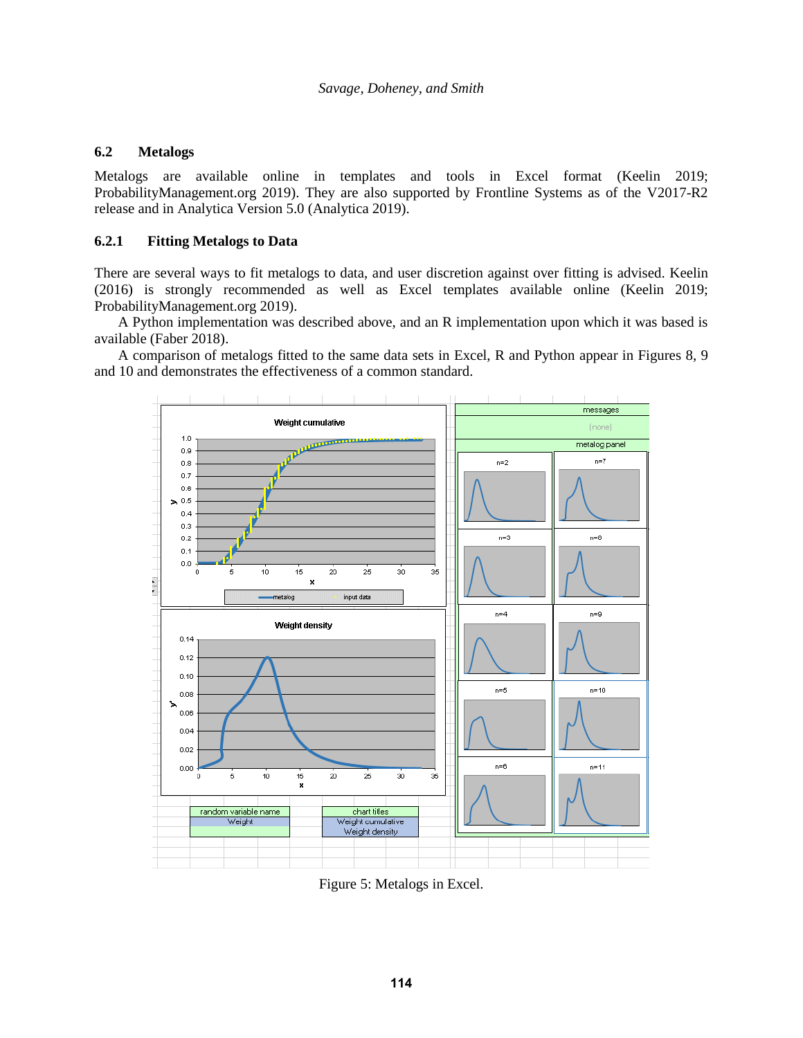### 6.2 Metalogs

Metalogs are available online in templates and tools in Excel format (Keelin 2019; ProbabilityManagement.org 2019). They are also supported by Frontline Systems as of the V2017-R2 release and in Analytica Version 5.0 (Analytica 2019).

#### 6.2.1 Fitting Metalogs to Data

There are several ways to fit metalogs to data, and user discretion against over fitting is advised. Keelin (2016) is strongly recommended as well as Excel templates available online (Keelin 2019; ProbabilityManagement.org 2019).

A Python implementation was described above, and an R implementation upon which it was based is available (Faber 2018).

A comparison of metalogs fitted to the same data sets in Excel, R and Python appear in Figures 8, 9 and 10 and demonstrates the effectiveness of a common standard.

Figure 5: Metalogs in Excel.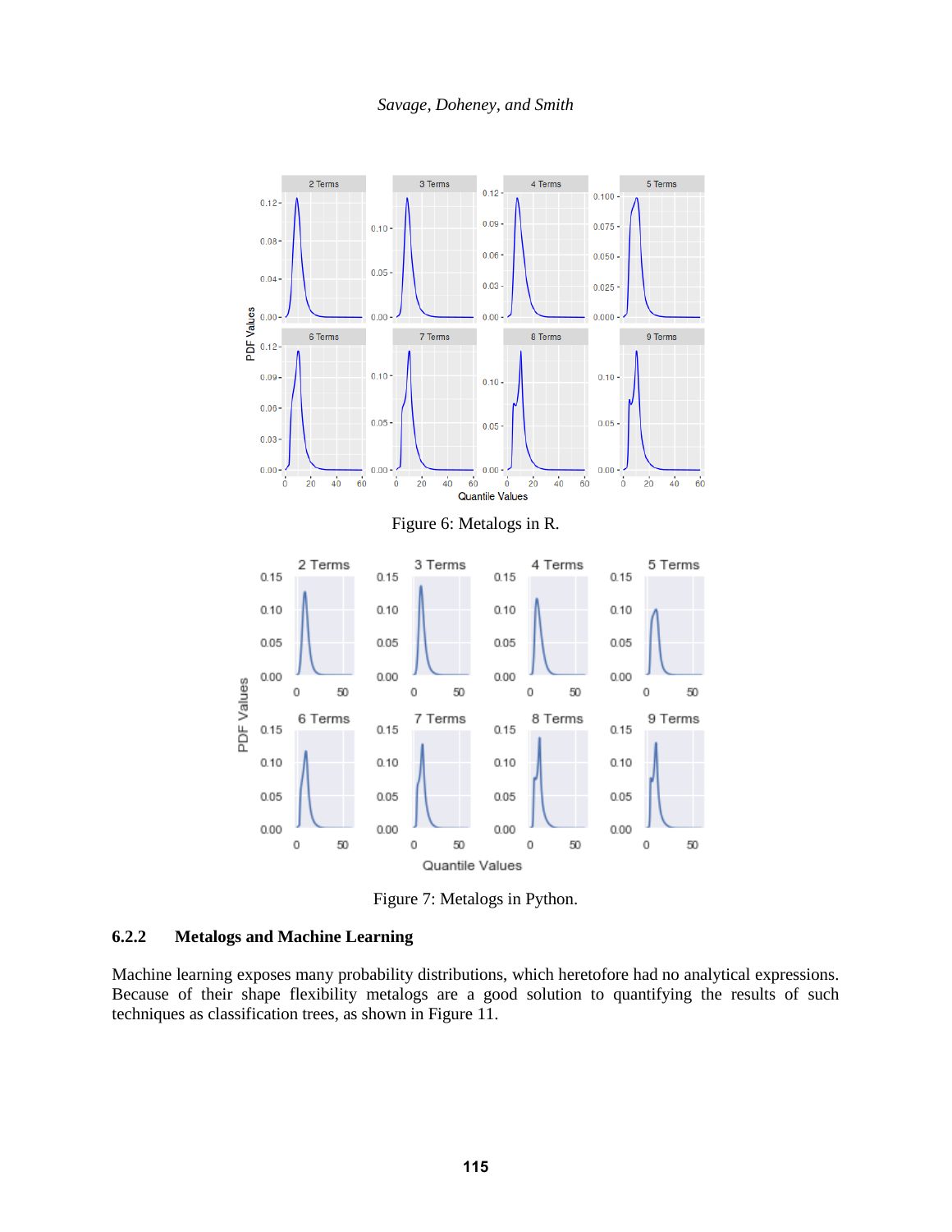Figure 6: Metalogs in R.

Figure 7: Metalogs in Python.

### 6.2.2 Metalogs and Machine Learning

Machine learning exposes many probability distributions, which heretofore had no analytical expressions. Because of their shape flexibility metalogs are a good solution to quantifying the results of such techniques as classification trees, as shown in Figure 11.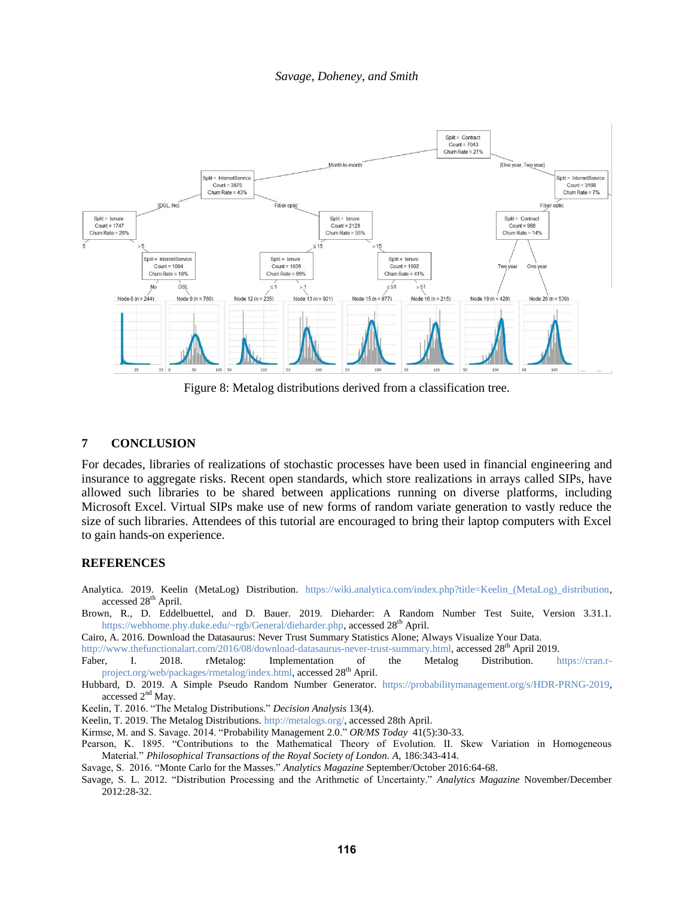Figure 8: Metalog distributions derived from a classification tree.

## 7 CONCLUSION

For decades, libraries of realizations of stochastic processes have been used in financial engineering and insurance to aggregate risks. Recent open standards, which store realizations in arrays called SIPs, have allowed such libraries to be shared between applications running on diverse platforms, including Microsoft Excel. Virtual SIPs make use of new forms of random variate generation to vastly reduce the size of such libraries. Attendees of this tutorial are encouraged to bring their laptop computers with Excel to gain hands-on experience.

## REFERENCES

Analytica. 2019. Keelin (MetaLog) Distribution. https://wiki.analytica.com/index.php?title=Keelin_(MetaLog)_distribution, accessed 28th April.

Brown, R., D. Eddelbuettel, and D. Bauer. 2019. Dieharder: A Random Number Test Suite, Version 3.31.1. https://webhome.phy.duke.edu/~rgb/General/dieharder.php, accessed 28th April.

Cairo, A. 2016. Download the Datasaurus: Never Trust Summary Statistics Alone; Always Visualize Your Data. http://www.thefunctionalart.com/2016/08/download-datasaurus-never-trust-summary.html, accessed 28th April 2019.

Faber, I. 2018. rMetalog: Implementation of the Metalog Distribution. https://cran.r-project.org/web/packages/rmetalog/index.html, accessed 28th April.

Hubbard, D. 2019. A Simple Pseudo Random Number Generator. https://probabilitymanagement.org/s/HDR-PRNG-2019, accessed 2nd May.

Keelin, T. 2016. "The Metalog Distributions." *Decision Analysis* 13(4).

Keelin, T. 2019. The Metalog Distributions. http://metalogs.org/, accessed 28th April.

Kirmse, M. and S. Savage. 2014. "Probability Management 2.0." *OR/MS Today* 41(5):30-33.

Pearson, K. 1895. "Contributions to the Mathematical Theory of Evolution. II. Skew Variation in Homogeneous Material." *Philosophical Transactions of the Royal Society of London. A*, 186:343-414.

Savage, S. 2016. "Monte Carlo for the Masses." *Analytics Magazine* September/October 2016:64-68.

Savage, S. L. 2012. "Distribution Processing and the Arithmetic of Uncertainty." *Analytics Magazine* November/December 2012:28-32.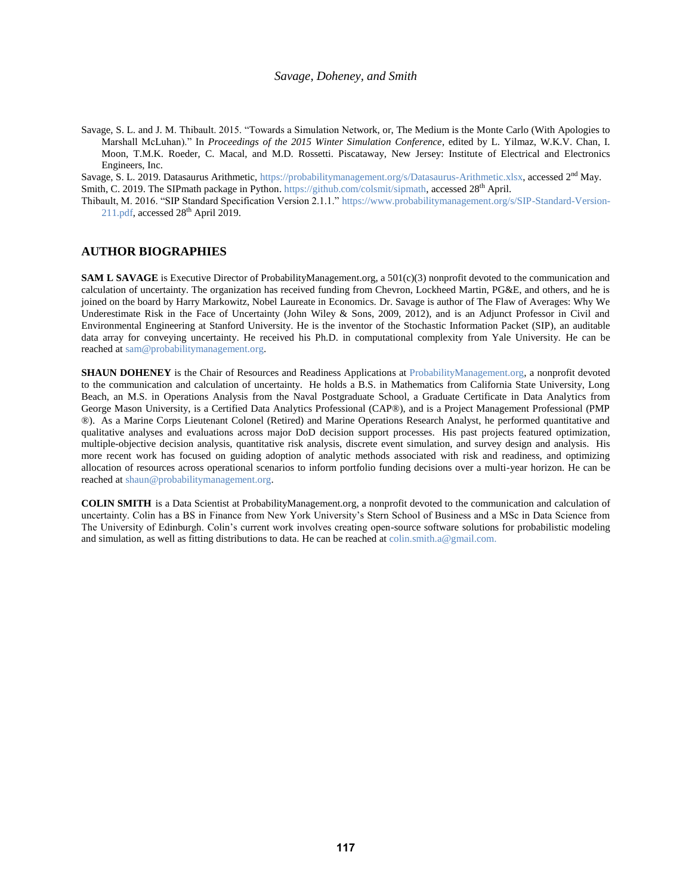Savage, S. L. and J. M. Thibault. 2015. “Towards a Simulation Network, or, The Medium is the Monte Carlo (With Apologies to Marshall McLuhan).” In *Proceedings of the 2015 Winter Simulation Conference*, edited by L. Yilmaz, W.K.V. Chan, I. Moon, T.M.K. Roeder, C. Macal, and M.D. Rossetti. Piscataway, New Jersey: Institute of Electrical and Electronics Engineers, Inc.

Savage, S. L. 2019. Datasaurus Arithmetic, https://probabilitymanagement.org/s/Datasaurus-Arithmetic.xlsx, accessed 2nd May.

Smith, C. 2019. The SIPmath package in Python. https://github.com/colsmit/sipmath, accessed 28th April.

Thibault, M. 2016. “SIP Standard Specification Version 2.1.1.” https://www.probabilitymanagement.org/s/SIP-Standard-Version-211.pdf, accessed 28th April 2019.

## AUTHOR BIOGRAPHIES

**SAM L SAVAGE** is Executive Director of ProbabilityManagement.org, a 501(c)(3) nonprofit devoted to the communication and calculation of uncertainty. The organization has received funding from Chevron, Lockheed Martin, PG&E, and others, and he is joined on the board by Harry Markowitz, Nobel Laureate in Economics. Dr. Savage is author of The Flaw of Averages: Why We Underestimate Risk in the Face of Uncertainty (John Wiley & Sons, 2009, 2012), and is an Adjunct Professor in Civil and Environmental Engineering at Stanford University. He is the inventor of the Stochastic Information Packet (SIP), an auditable data array for conveying uncertainty. He received his Ph.D. in computational complexity from Yale University. He can be reached at sam@probabilitymanagement.org.

**SHAUN DOHENEY** is the Chair of Resources and Readiness Applications at ProbabilityManagement.org, a nonprofit devoted to the communication and calculation of uncertainty. He holds a B.S. in Mathematics from California State University, Long Beach, an M.S. in Operations Analysis from the Naval Postgraduate School, a Graduate Certificate in Data Analytics from George Mason University, is a Certified Data Analytics Professional (CAP®), and is a Project Management Professional (PMP ®). As a Marine Corps Lieutenant Colonel (Retired) and Marine Operations Research Analyst, he performed quantitative and qualitative analyses and evaluations across major DoD decision support processes. His past projects featured optimization, multiple-objective decision analysis, quantitative risk analysis, discrete event simulation, and survey design and analysis. His more recent work has focused on guiding adoption of analytic methods associated with risk and readiness, and optimizing allocation of resources across operational scenarios to inform portfolio funding decisions over a multi-year horizon. He can be reached at shaun@probabilitymanagement.org.

**COLIN SMITH** is a Data Scientist at ProbabilityManagement.org, a nonprofit devoted to the communication and calculation of uncertainty. Colin has a BS in Finance from New York University’s Stern School of Business and a MSc in Data Science from The University of Edinburgh. Colin’s current work involves creating open-source software solutions for probabilistic modeling and simulation, as well as fitting distributions to data. He can be reached at colin.smith.a@gmail.com.